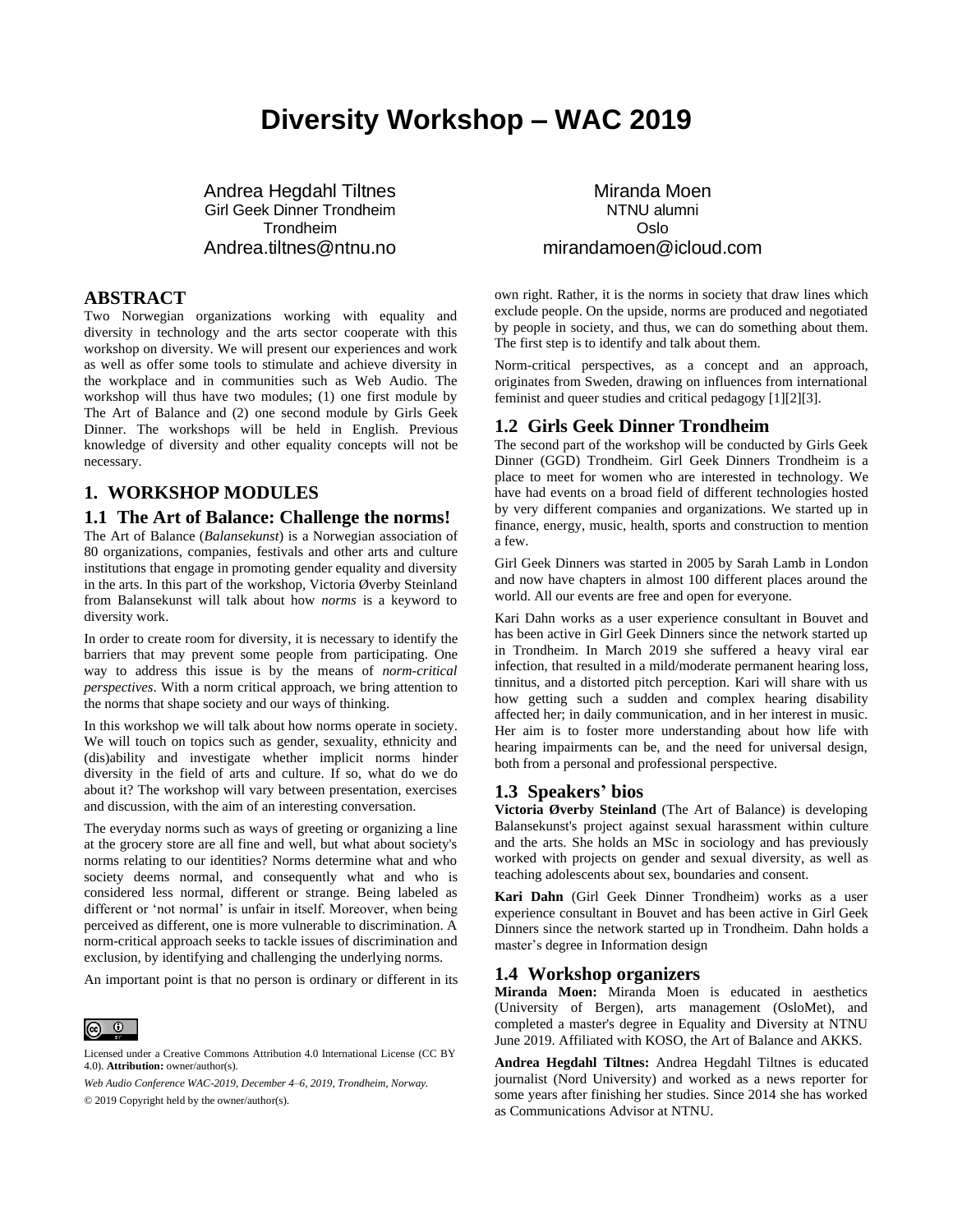# Diversity Workshop – WAC 2019

Andrea Hegdahl Tiltnes
Girl Geek Dinner Trondheim
Trondheim
Andrea.tiltnes@ntnu.no

Miranda Moen
NTNU alumni
Oslo
mirandamoen@icloud.com

## ABSTRACT

Two Norwegian organizations working with equality and diversity in technology and the arts sector cooperate with this workshop on diversity. We will present our experiences and work as well as offer some tools to stimulate and achieve diversity in the workplace and in communities such as Web Audio. The workshop will thus have two modules; (1) one first module by The Art of Balance and (2) one second module by Girls Geek Dinner. The workshops will be held in English. Previous knowledge of diversity and other equality concepts will not be necessary.

## 1. WORKSHOP MODULES

### 1.1 The Art of Balance: Challenge the norms!

The Art of Balance (*Balansekunst*) is a Norwegian association of 80 organizations, companies, festivals and other arts and culture institutions that engage in promoting gender equality and diversity in the arts. In this part of the workshop, Victoria Øverby Steinland from Balansekunst will talk about how *norms* is a keyword to diversity work.

In order to create room for diversity, it is necessary to identify the barriers that may prevent some people from participating. One way to address this issue is by the means of *norm-critical perspectives*. With a norm critical approach, we bring attention to the norms that shape society and our ways of thinking.

In this workshop we will talk about how norms operate in society. We will touch on topics such as gender, sexuality, ethnicity and (dis)ability and investigate whether implicit norms hinder diversity in the field of arts and culture. If so, what do we do about it? The workshop will vary between presentation, exercises and discussion, with the aim of an interesting conversation.

The everyday norms such as ways of greeting or organizing a line at the grocery store are all fine and well, but what about society's norms relating to our identities? Norms determine what and who society deems normal, and consequently what and who is considered less normal, different or strange. Being labeled as different or 'not normal' is unfair in itself. Moreover, when being perceived as different, one is more vulnerable to discrimination. A norm-critical approach seeks to tackle issues of discrimination and exclusion, by identifying and challenging the underlying norms.

An important point is that no person is ordinary or different in its own right. Rather, it is the norms in society that draw lines which exclude people. On the upside, norms are produced and negotiated by people in society, and thus, we can do something about them. The first step is to identify and talk about them.

Norm-critical perspectives, as a concept and an approach, originates from Sweden, drawing on influences from international feminist and queer studies and critical pedagogy [1][2][3].

### 1.2 Girls Geek Dinner Trondheim

The second part of the workshop will be conducted by Girls Geek Dinner (GGD) Trondheim. Girl Geek Dinners Trondheim is a place to meet for women who are interested in technology. We have had events on a broad field of different technologies hosted by very different companies and organizations. We started up in finance, energy, music, health, sports and construction to mention a few.

Girl Geek Dinners was started in 2005 by Sarah Lamb in London and now have chapters in almost 100 different places around the world. All our events are free and open for everyone.

Kari Dahn works as a user experience consultant in Bouvet and has been active in Girl Geek Dinners since the network started up in Trondheim. In March 2019 she suffered a heavy viral ear infection, that resulted in a mild/moderate permanent hearing loss, tinnitus, and a distorted pitch perception. Kari will share with us how getting such a sudden and complex hearing disability affected her; in daily communication, and in her interest in music. Her aim is to foster more understanding about how life with hearing impairments can be, and the need for universal design, both from a personal and professional perspective.

### 1.3 Speakers' bios

**Victoria Øverby Steinland** (The Art of Balance) is developing Balansekunst's project against sexual harassment within culture and the arts. She holds an MSc in sociology and has previously worked with projects on gender and sexual diversity, as well as teaching adolescents about sex, boundaries and consent.

**Kari Dahn** (Girl Geek Dinner Trondheim) works as a user experience consultant in Bouvet and has been active in Girl Geek Dinners since the network started up in Trondheim. Dahn holds a master's degree in Information design

### 1.4 Workshop organizers

**Miranda Moen:** Miranda Moen is educated in aesthetics (University of Bergen), arts management (OsloMet), and completed a master's degree in Equality and Diversity at NTNU June 2019. Affiliated with KOSO, the Art of Balance and AKKS.

**Andrea Hegdahl Tiltnes:** Andrea Hegdahl Tiltnes is educated journalist (Nord University) and worked as a news reporter for some years after finishing her studies. Since 2014 she has worked as Communications Advisor at NTNU.

Licensed under a Creative Commons Attribution 4.0 International License (CC BY 4.0). **Attribution:** owner/author(s).

*Web Audio Conference WAC-2019, December 4–6, 2019, Trondheim, Norway.*

© 2019 Copyright held by the owner/author(s).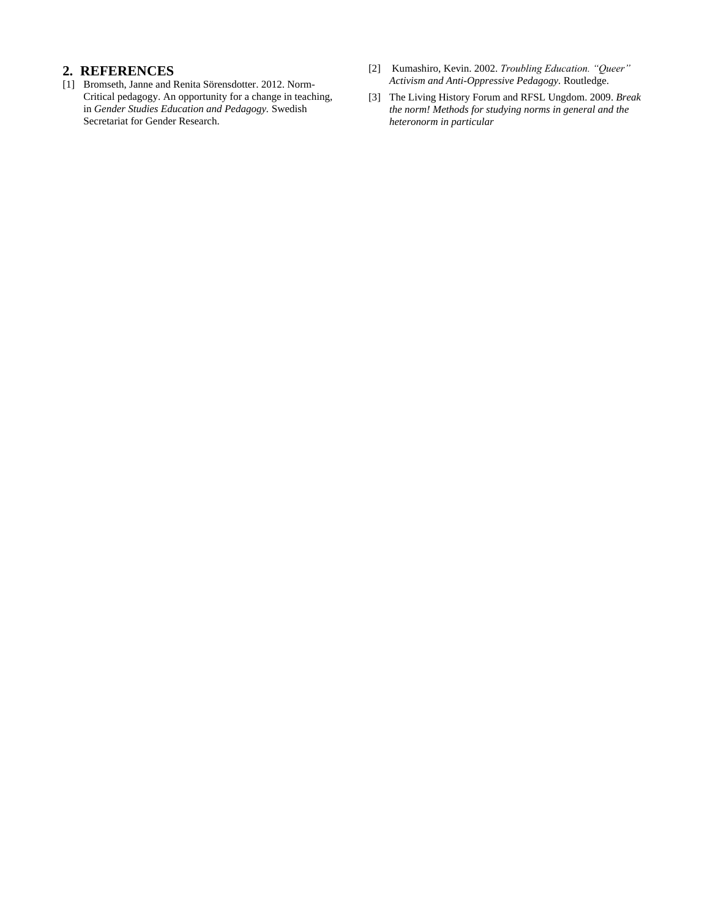## 2. REFERENCES

[1] Bromseth, Janne and Renita Sörensdotter. 2012. Norm-Critical pedagogy. An opportunity for a change in teaching, in *Gender Studies Education and Pedagogy.* Swedish Secretariat for Gender Research.

[2] Kumashiro, Kevin. 2002. *Troubling Education. "Queer" Activism and Anti-Oppressive Pedagogy.* Routledge.

[3] The Living History Forum and RFSL Ungdom. 2009. *Break the norm! Methods for studying norms in general and the heteronorm in particular*